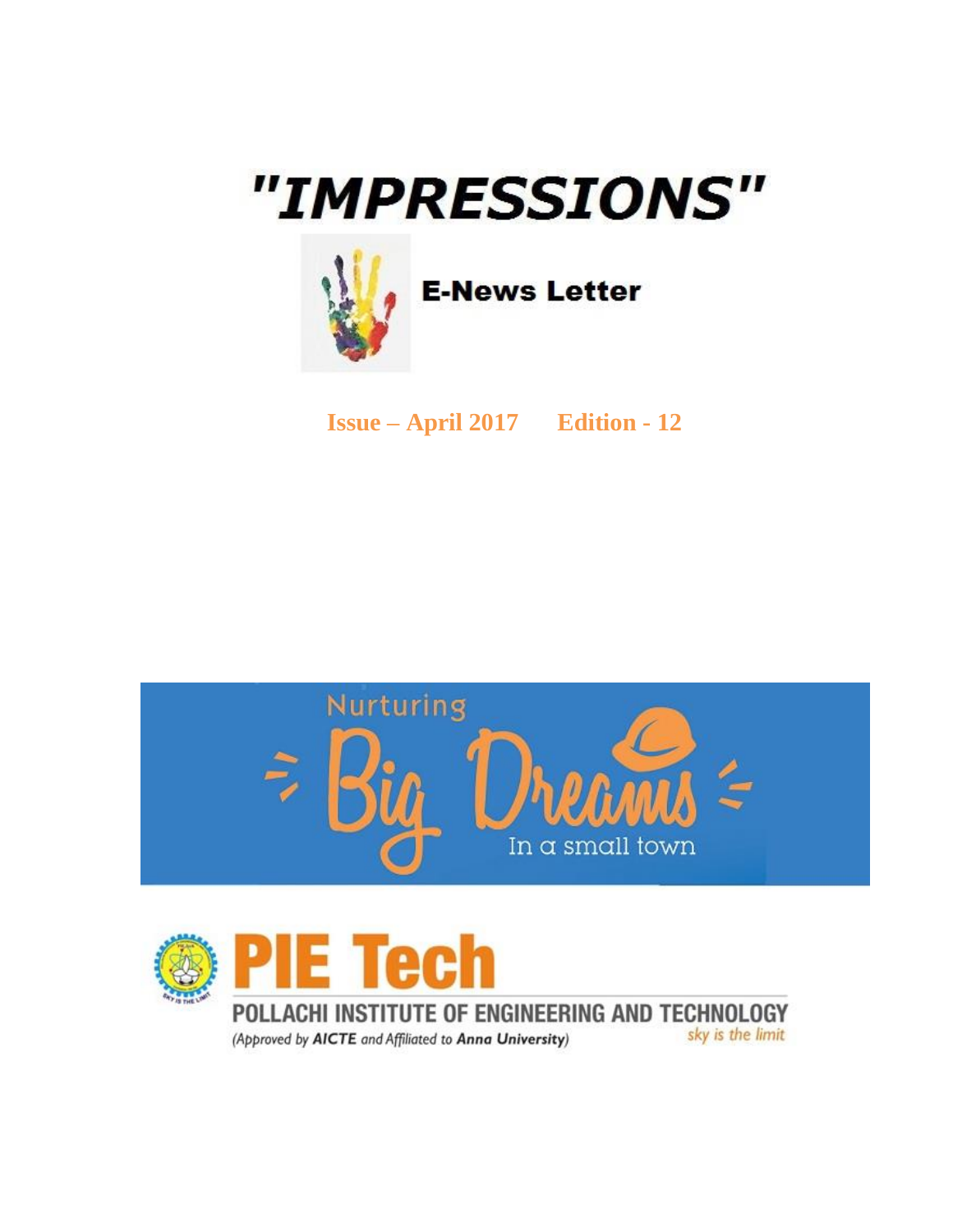# "IMPRESSIONS"

**E-News Letter**

**Issue – April 2017 Edition - 12**

Nurturing Big Dreams In a small town

**PIE Tech**

POLLACHI INSTITUTE OF ENGINEERING AND TECHNOLOGY

*(Approved by AICTE and Affiliated to Anna University)*

*sky is the limit*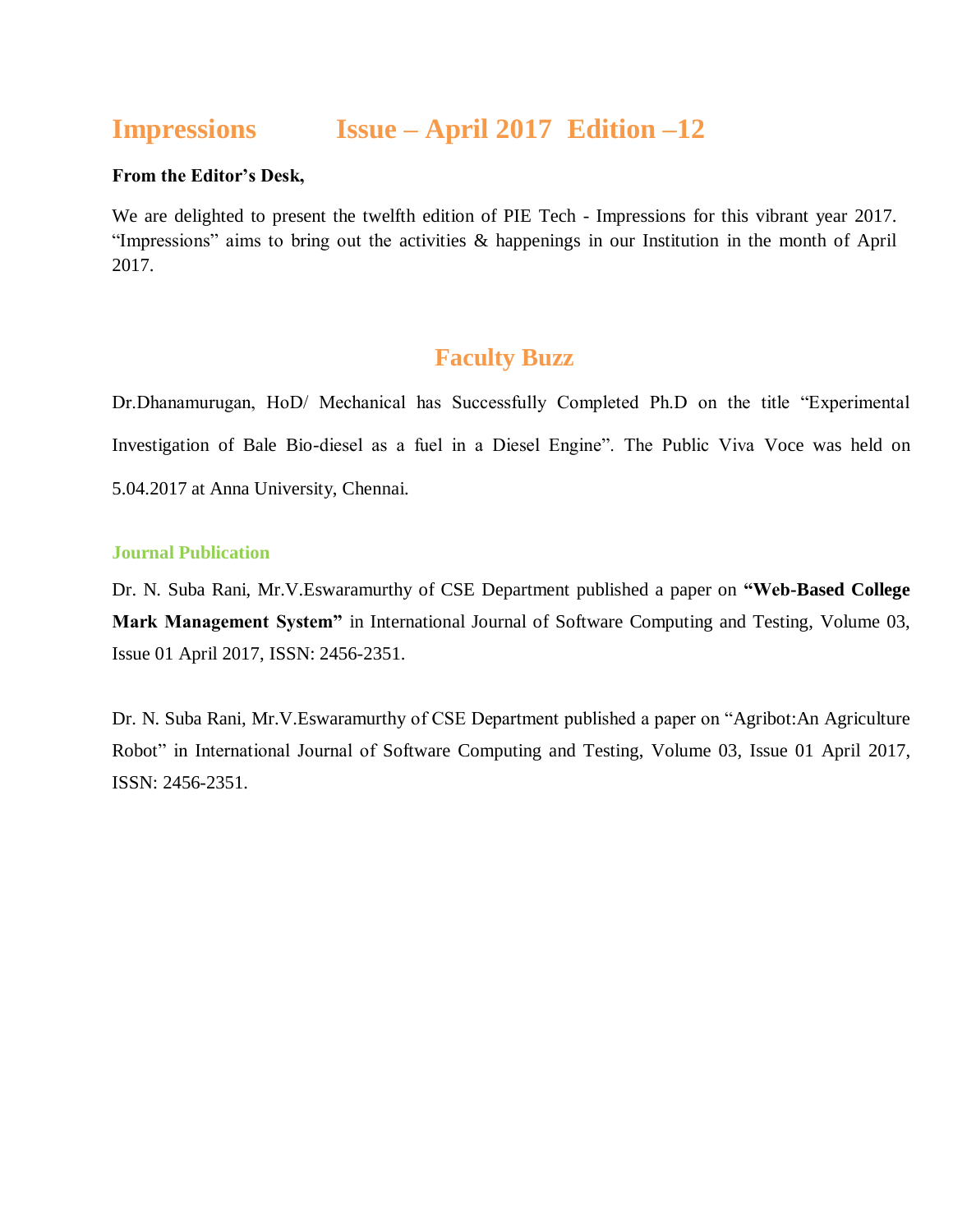# Impressions Issue – April 2017 Edition –12

**From the Editor's Desk,**

We are delighted to present the twelfth edition of PIE Tech - Impressions for this vibrant year 2017. "Impressions" aims to bring out the activities & happenings in our Institution in the month of April 2017.

## Faculty Buzz

Dr.Dhanamurugan, HoD/ Mechanical has Successfully Completed Ph.D on the title "Experimental Investigation of Bale Bio-diesel as a fuel in a Diesel Engine". The Public Viva Voce was held on 5.04.2017 at Anna University, Chennai.

### Journal Publication

Dr. N. Suba Rani, Mr.V.Eswaramurthy of CSE Department published a paper on **"Web-Based College Mark Management System"** in International Journal of Software Computing and Testing, Volume 03, Issue 01 April 2017, ISSN: 2456-2351.

Dr. N. Suba Rani, Mr.V.Eswaramurthy of CSE Department published a paper on "Agribot:An Agriculture Robot" in International Journal of Software Computing and Testing, Volume 03, Issue 01 April 2017, ISSN: 2456-2351.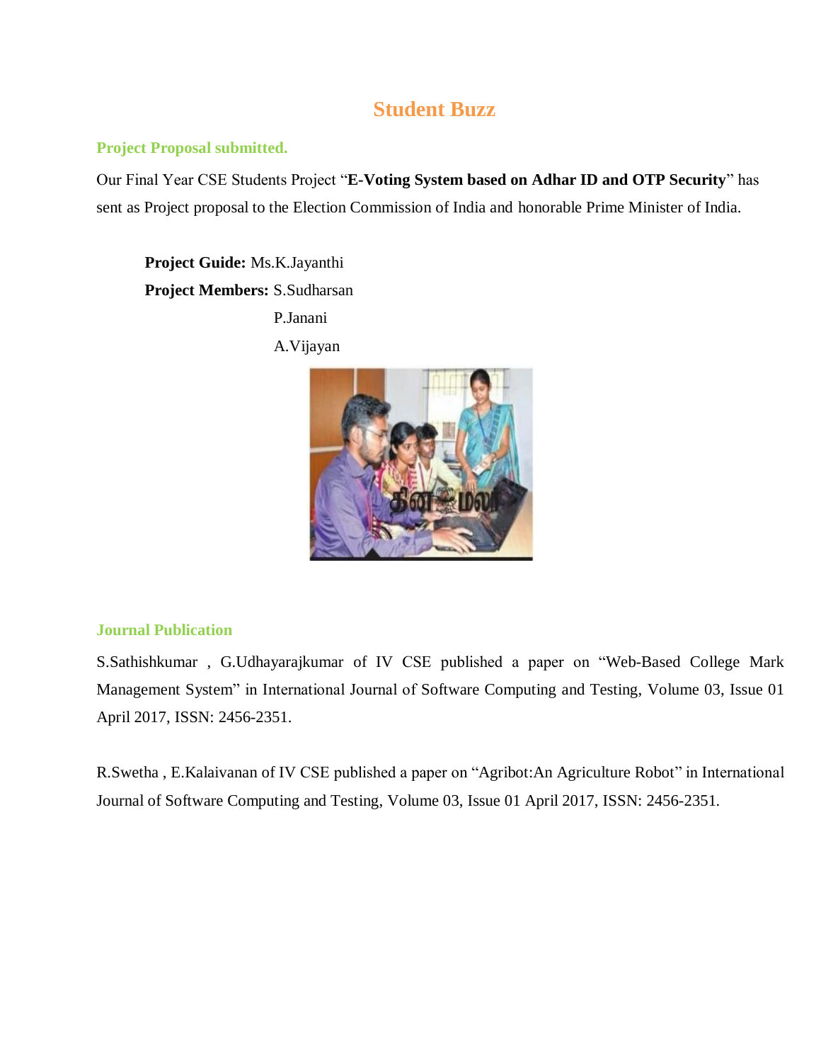# Student Buzz

## Project Proposal submitted.

Our Final Year CSE Students Project "**E-Voting System based on Adhar ID and OTP Security**" has sent as Project proposal to the Election Commission of India and honorable Prime Minister of India.

**Project Guide:** Ms.K.Jayanthi

**Project Members:** S.Sudharsan
P.Janani
A.Vijayan

## Journal Publication

S.Sathishkumar , G.Udhayarajkumar of IV CSE published a paper on "Web-Based College Mark Management System" in International Journal of Software Computing and Testing, Volume 03, Issue 01 April 2017, ISSN: 2456-2351.

R.Swetha , E.Kalaivanan of IV CSE published a paper on "Agribot:An Agriculture Robot" in International Journal of Software Computing and Testing, Volume 03, Issue 01 April 2017, ISSN: 2456-2351.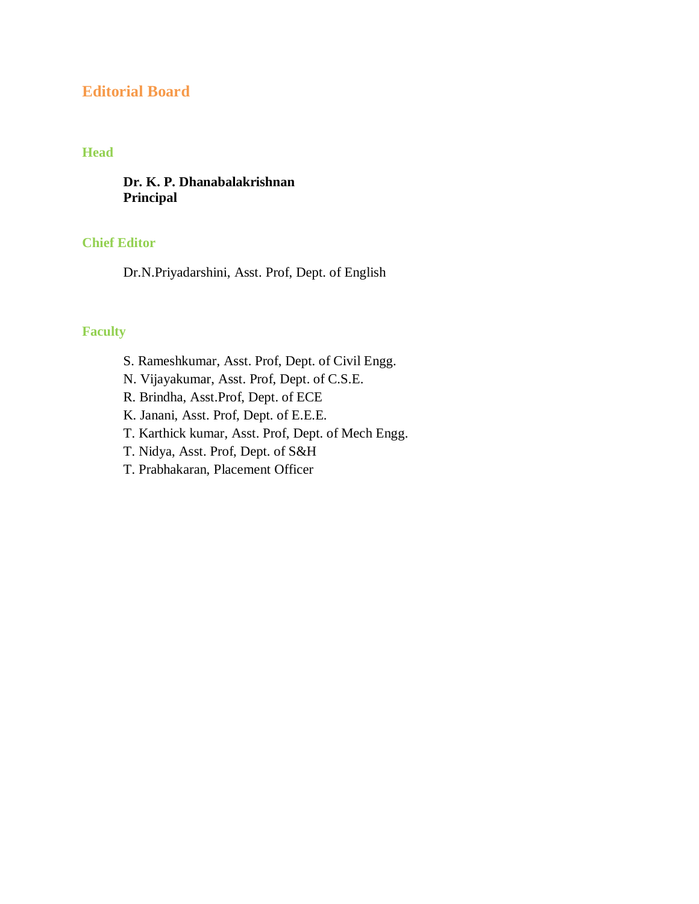# Editorial Board

## Head

**Dr. K. P. Dhanabalakrishnan**
**Principal**

## Chief Editor

Dr.N.Priyadarshini, Asst. Prof, Dept. of English

## Faculty

S. Rameshkumar, Asst. Prof, Dept. of Civil Engg.
N. Vijayakumar, Asst. Prof, Dept. of C.S.E.
R. Brindha, Asst.Prof, Dept. of ECE
K. Janani, Asst. Prof, Dept. of E.E.E.
T. Karthick kumar, Asst. Prof, Dept. of Mech Engg.
T. Nidya, Asst. Prof, Dept. of S&H
T. Prabhakaran, Placement Officer